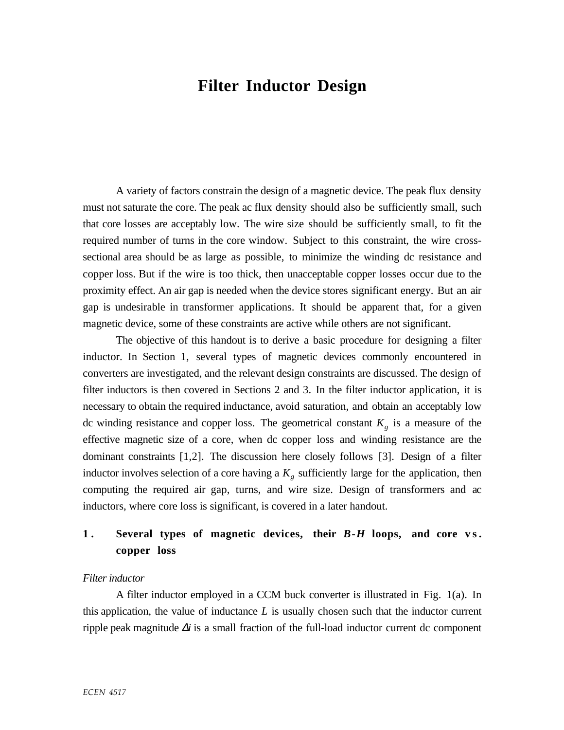# Filter Inductor Design

A variety of factors constrain the design of a magnetic device. The peak flux density must not saturate the core. The peak ac flux density should also be sufficiently small, such that core losses are acceptably low. The wire size should be sufficiently small, to fit the required number of turns in the core window. Subject to this constraint, the wire cross-sectional area should be as large as possible, to minimize the winding dc resistance and copper loss. But if the wire is too thick, then unacceptable copper losses occur due to the proximity effect. An air gap is needed when the device stores significant energy. But an air gap is undesirable in transformer applications. It should be apparent that, for a given magnetic device, some of these constraints are active while others are not significant.

The objective of this handout is to derive a basic procedure for designing a filter inductor. In Section 1, several types of magnetic devices commonly encountered in converters are investigated, and the relevant design constraints are discussed. The design of filter inductors is then covered in Sections 2 and 3. In the filter inductor application, it is necessary to obtain the required inductance, avoid saturation, and obtain an acceptably low dc winding resistance and copper loss. The geometrical constant $K_g$ is a measure of the effective magnetic size of a core, when dc copper loss and winding resistance are the dominant constraints [1,2]. The discussion here closely follows [3]. Design of a filter inductor involves selection of a core having a $K_g$ sufficiently large for the application, then computing the required air gap, turns, and wire size. Design of transformers and ac inductors, where core loss is significant, is covered in a later handout.

## 1. Several types of magnetic devices, their *B*-*H* loops, and core vs. copper loss

*Filter inductor*

A filter inductor employed in a CCM buck converter is illustrated in Fig. 1(a). In this application, the value of inductance $L$ is usually chosen such that the inductor current ripple peak magnitude $\Delta i$ is a small fraction of the full-load inductor current dc component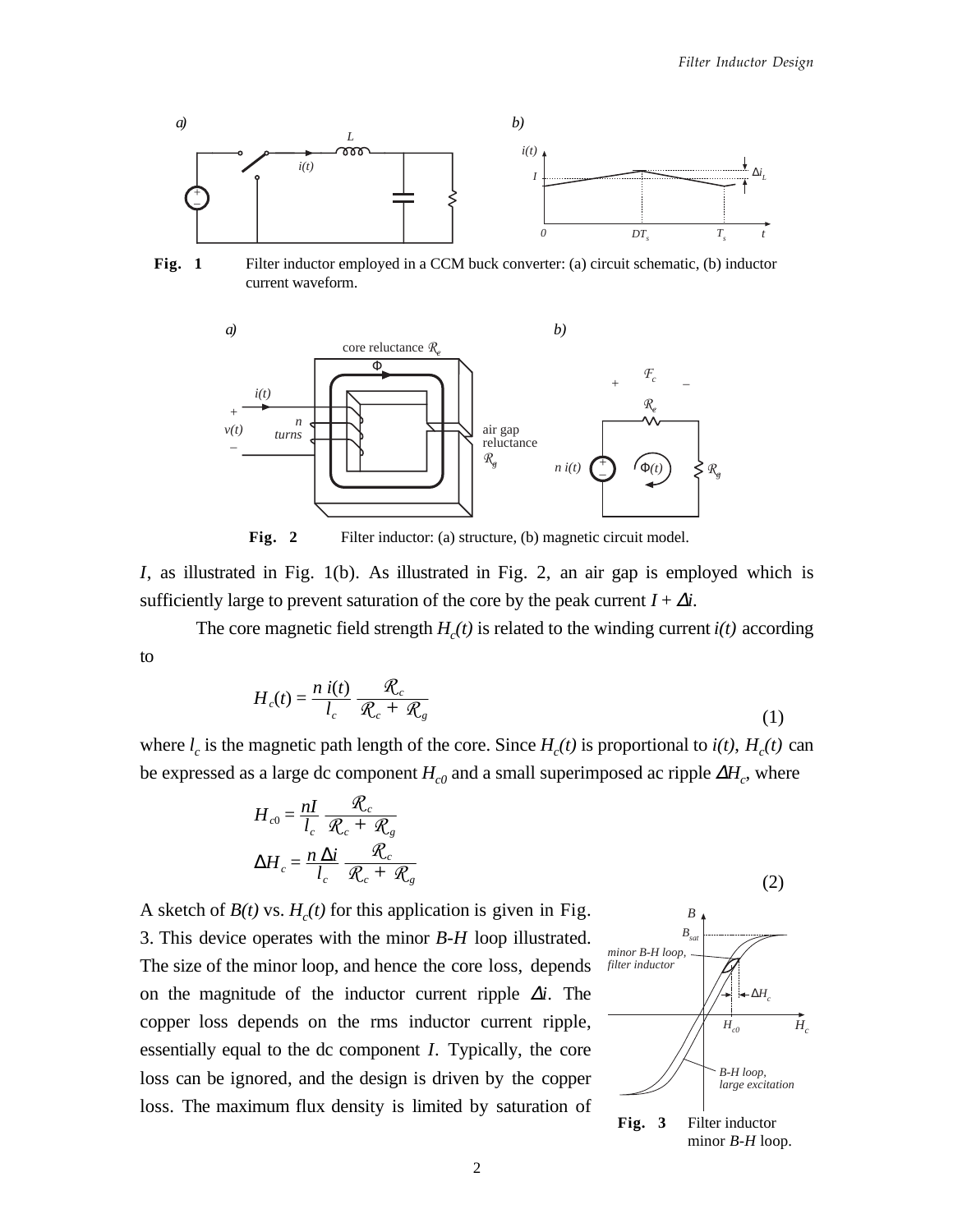**Fig. 1** Filter inductor employed in a CCM buck converter: (a) circuit schematic, (b) inductor current waveform.

**Fig. 2** Filter inductor: (a) structure, (b) magnetic circuit model.

$I$, as illustrated in Fig. 1(b). As illustrated in Fig. 2, an air gap is employed which is sufficiently large to prevent saturation of the core by the peak current $I + \Delta i$.

The core magnetic field strength $H_c(t)$ is related to the winding current $i(t)$ according to

$$H_c(t) = \frac{n\, i(t)}{l_c} \frac{\mathcal{R}_c}{\mathcal{R}_c + \mathcal{R}_g} \tag{1}$$

where $l_c$ is the magnetic path length of the core. Since $H_c(t)$ is proportional to $i(t)$, $H_c(t)$ can be expressed as a large dc component $H_{c0}$ and a small superimposed ac ripple $\Delta H_c$, where

$$H_{c0} = \frac{nI}{l_c} \frac{\mathcal{R}_c}{\mathcal{R}_c + \mathcal{R}_g}$$
$$\Delta H_c = \frac{n\, \Delta i}{l_c} \frac{\mathcal{R}_c}{\mathcal{R}_c + \mathcal{R}_g} \tag{2}$$

A sketch of $B(t)$ vs. $H_c(t)$ for this application is given in Fig. 3. This device operates with the minor $B$-$H$ loop illustrated. The size of the minor loop, and hence the core loss, depends on the magnitude of the inductor current ripple $\Delta i$. The copper loss depends on the rms inductor current ripple, essentially equal to the dc component $I$. Typically, the core loss can be ignored, and the design is driven by the copper loss. The maximum flux density is limited by saturation of

**Fig. 3** Filter inductor minor $B$-$H$ loop.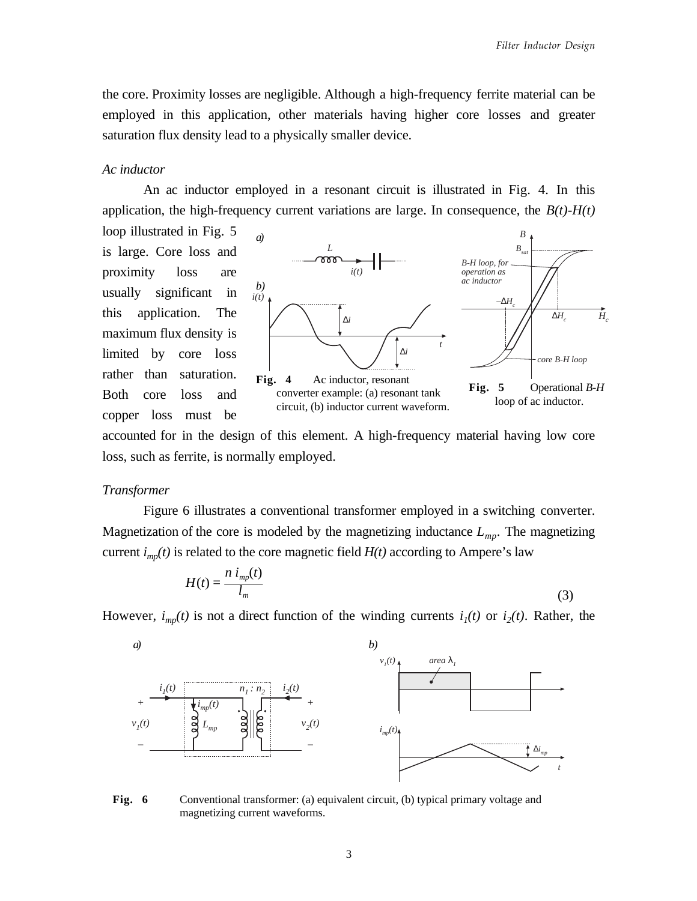the core. Proximity losses are negligible. Although a high-frequency ferrite material can be employed in this application, other materials having higher core losses and greater saturation flux density lead to a physically smaller device.

*Ac inductor*

An ac inductor employed in a resonant circuit is illustrated in Fig. 4. In this application, the high-frequency current variations are large. In consequence, the $B(t)$-$H(t)$ loop illustrated in Fig. 5 is large. Core loss and proximity loss are usually significant in this application. The maximum flux density is limited by core loss rather than saturation. Both core loss and copper loss must be accounted for in the design of this element. A high-frequency material having low core loss, such as ferrite, is normally employed.

**Fig. 4** Ac inductor, resonant converter example: (a) resonant tank circuit, (b) inductor current waveform.

**Fig. 5** Operational *B-H* loop of ac inductor.

*Transformer*

Figure 6 illustrates a conventional transformer employed in a switching converter. Magnetization of the core is modeled by the magnetizing inductance $L_{mp}$. The magnetizing current $i_{mp}(t)$ is related to the core magnetic field $H(t)$ according to Ampere's law

$$H(t) = \frac{n\, i_{mp}(t)}{l_m} \tag{3}$$

However, $i_{mp}(t)$ is not a direct function of the winding currents $i_1(t)$ or $i_2(t)$. Rather, the

**Fig. 6** Conventional transformer: (a) equivalent circuit, (b) typical primary voltage and magnetizing current waveforms.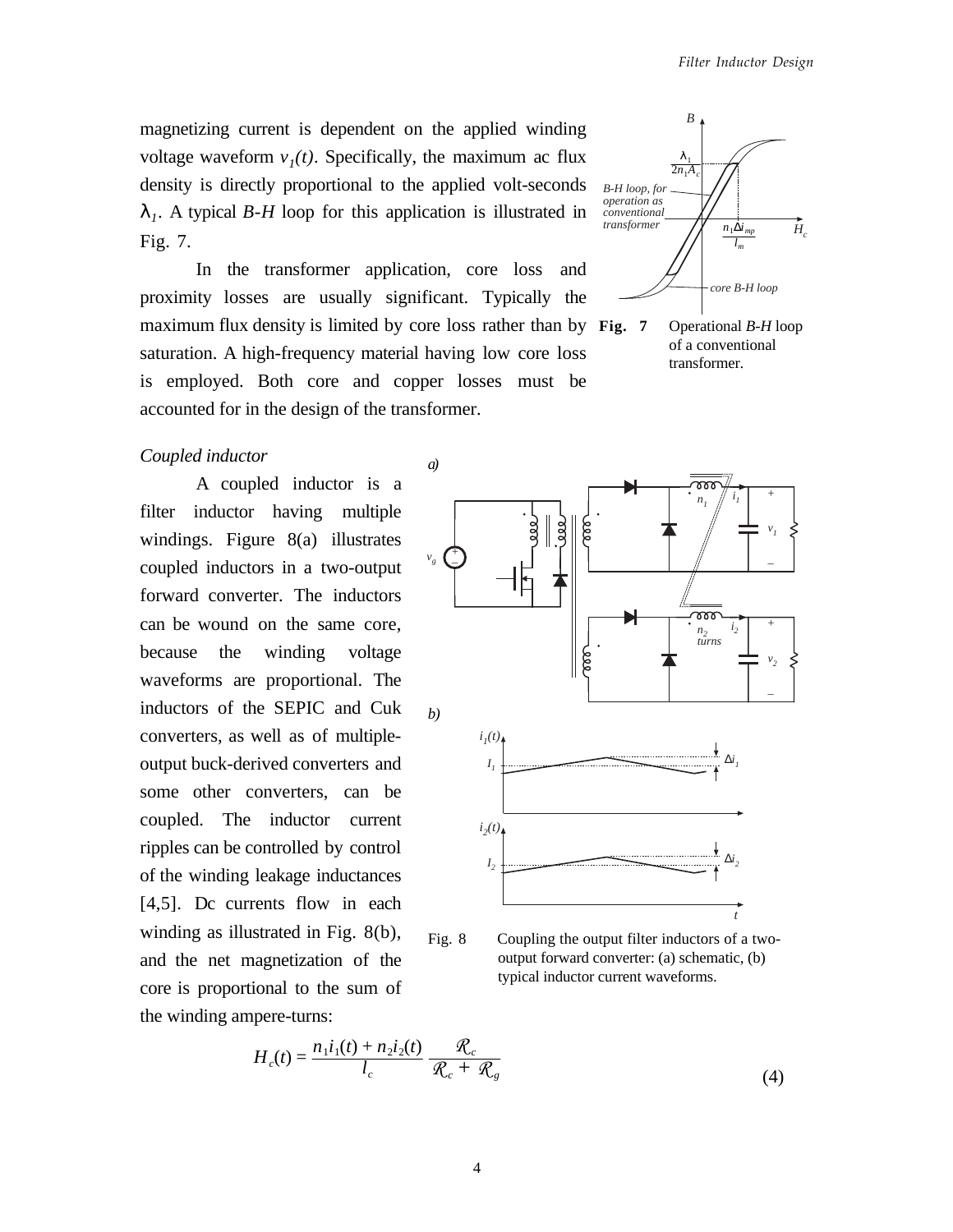magnetizing current is dependent on the applied winding voltage waveform $v_1(t)$. Specifically, the maximum ac flux density is directly proportional to the applied volt-seconds $\lambda_1$. A typical *B-H* loop for this application is illustrated in Fig. 7.

In the transformer application, core loss and proximity losses are usually significant. Typically the maximum flux density is limited by core loss rather than by saturation. A high-frequency material having low core loss is employed. Both core and copper losses must be accounted for in the design of the transformer.

**Fig. 7** Operational *B-H* loop of a conventional transformer.

*Coupled inductor*

A coupled inductor is a filter inductor having multiple windings. Figure 8(a) illustrates coupled inductors in a two-output forward converter. The inductors can be wound on the same core, because the winding voltage waveforms are proportional. The inductors of the SEPIC and Cuk converters, as well as of multiple-output buck-derived converters and some other converters, can be coupled. The inductor current ripples can be controlled by control of the winding leakage inductances [4,5]. Dc currents flow in each winding as illustrated in Fig. 8(b), and the net magnetization of the core is proportional to the sum of the winding ampere-turns:

Fig. 8 Coupling the output filter inductors of a two-output forward converter: (a) schematic, (b) typical inductor current waveforms.

$$H_c(t) = \frac{n_1 i_1(t) + n_2 i_2(t)}{l_c} \frac{\mathcal{R}_c}{\mathcal{R}_c + \mathcal{R}_g} \tag{4}$$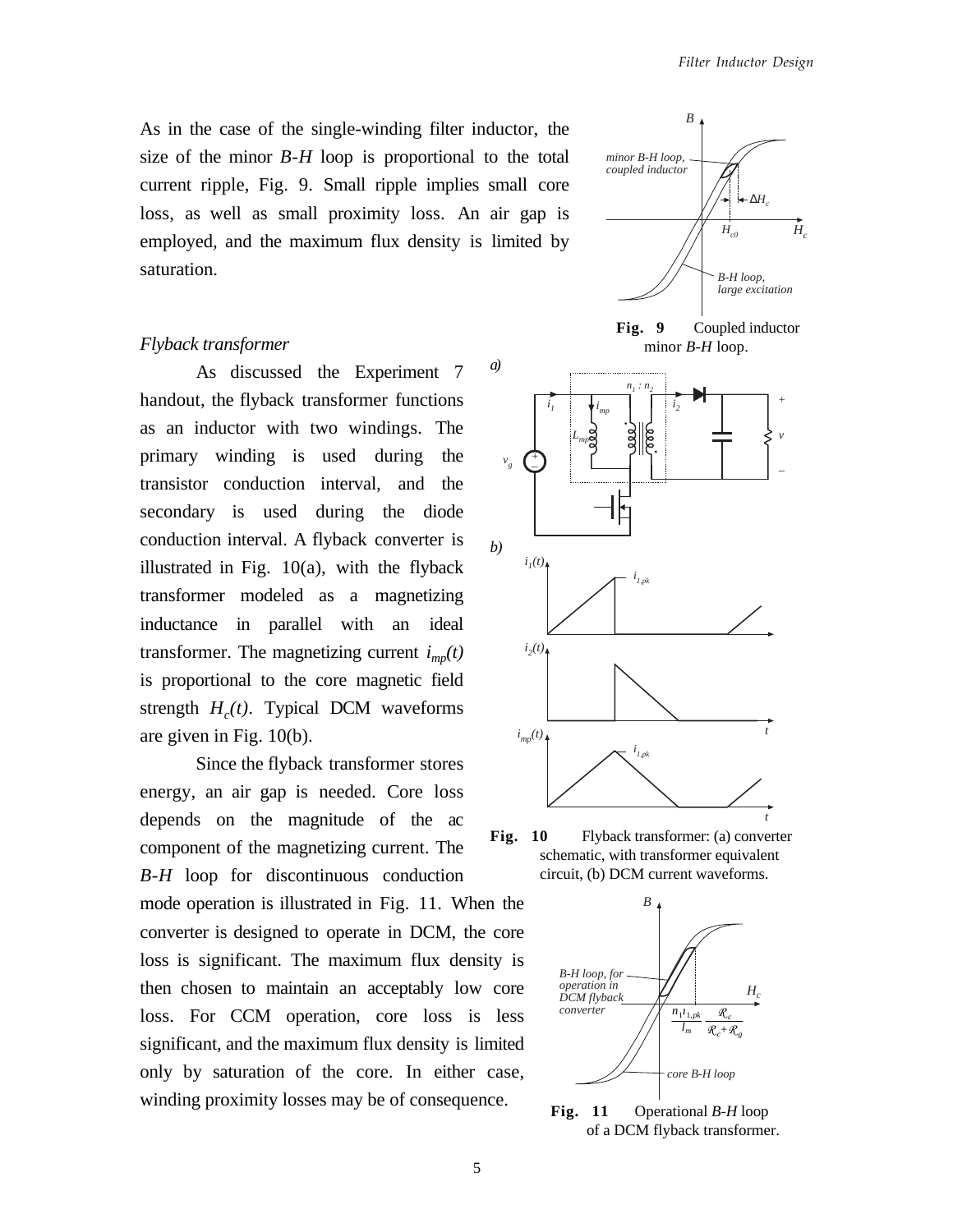As in the case of the single-winding filter inductor, the size of the minor *B-H* loop is proportional to the total current ripple, Fig. 9. Small ripple implies small core loss, as well as small proximity loss. An air gap is employed, and the maximum flux density is limited by saturation.

**Fig. 9** Coupled inductor minor *B-H* loop.

### *Flyback transformer*

As discussed the Experiment 7 handout, the flyback transformer functions as an inductor with two windings. The primary winding is used during the transistor conduction interval, and the secondary is used during the diode conduction interval. A flyback converter is illustrated in Fig. 10(a), with the flyback transformer modeled as a magnetizing inductance in parallel with an ideal transformer. The magnetizing current $i_{mp}(t)$ is proportional to the core magnetic field strength $H_c(t)$. Typical DCM waveforms are given in Fig. 10(b).

Since the flyback transformer stores energy, an air gap is needed. Core loss depends on the magnitude of the ac component of the magnetizing current. The *B-H* loop for discontinuous conduction mode operation is illustrated in Fig. 11. When the converter is designed to operate in DCM, the core loss is significant. The maximum flux density is then chosen to maintain an acceptably low core loss. For CCM operation, core loss is less significant, and the maximum flux density is limited only by saturation of the core. In either case, winding proximity losses may be of consequence.

**Fig. 10** Flyback transformer: (a) converter schematic, with transformer equivalent circuit, (b) DCM current waveforms.

**Fig. 11** Operational *B-H* loop of a DCM flyback transformer.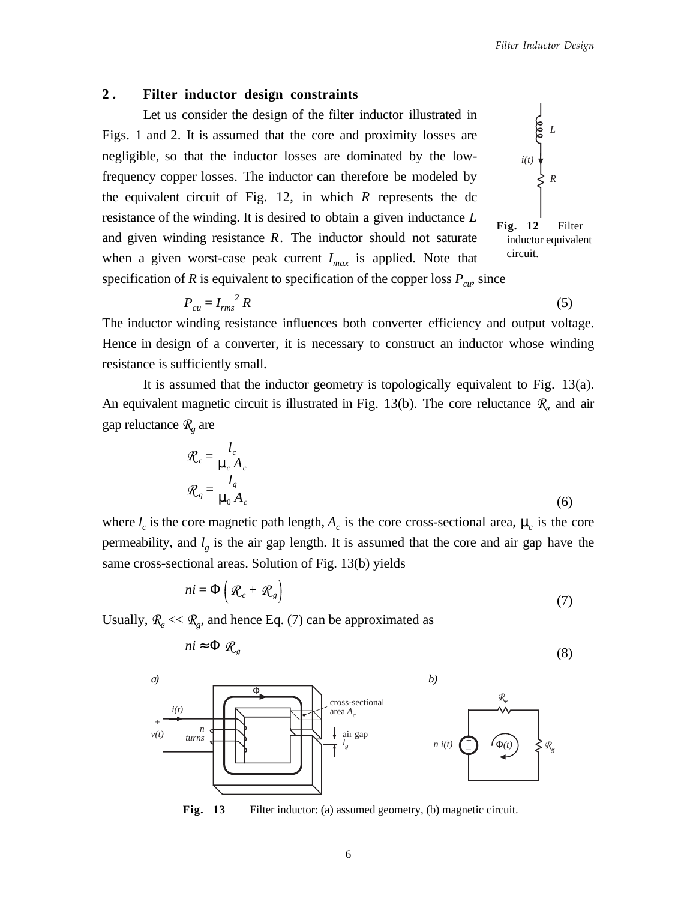## 2. Filter inductor design constraints

Let us consider the design of the filter inductor illustrated in Figs. 1 and 2. It is assumed that the core and proximity losses are negligible, so that the inductor losses are dominated by the low-frequency copper losses. The inductor can therefore be modeled by the equivalent circuit of Fig. 12, in which $R$ represents the dc resistance of the winding. It is desired to obtain a given inductance $L$ and given winding resistance $R$. The inductor should not saturate when a given worst-case peak current $I_{max}$ is applied. Note that specification of $R$ is equivalent to specification of the copper loss $P_{cu}$, since

**Fig. 12** Filter inductor equivalent circuit.

$$P_{cu} = I_{rms}^{2} R \tag{5}$$

The inductor winding resistance influences both converter efficiency and output voltage. Hence in design of a converter, it is necessary to construct an inductor whose winding resistance is sufficiently small.

It is assumed that the inductor geometry is topologically equivalent to Fig. 13(a). An equivalent magnetic circuit is illustrated in Fig. 13(b). The core reluctance $\mathcal{R}_c$ and air gap reluctance $\mathcal{R}_g$ are

$$\mathcal{R}_c = \frac{l_c}{\mu_c A_c}$$
$$\mathcal{R}_g = \frac{l_g}{\mu_0 A_c} \tag{6}$$

where $l_c$ is the core magnetic path length, $A_c$ is the core cross-sectional area, $\mu_c$ is the core permeability, and $l_g$ is the air gap length. It is assumed that the core and air gap have the same cross-sectional areas. Solution of Fig. 13(b) yields

$$ni = \Phi \left( \mathcal{R}_c + \mathcal{R}_g \right) \tag{7}$$

Usually, $\mathcal{R}_c << \mathcal{R}_g$, and hence Eq. (7) can be approximated as

$$ni \approx \Phi \ \mathcal{R}_g \tag{8}$$

**Fig. 13** Filter inductor: (a) assumed geometry, (b) magnetic circuit.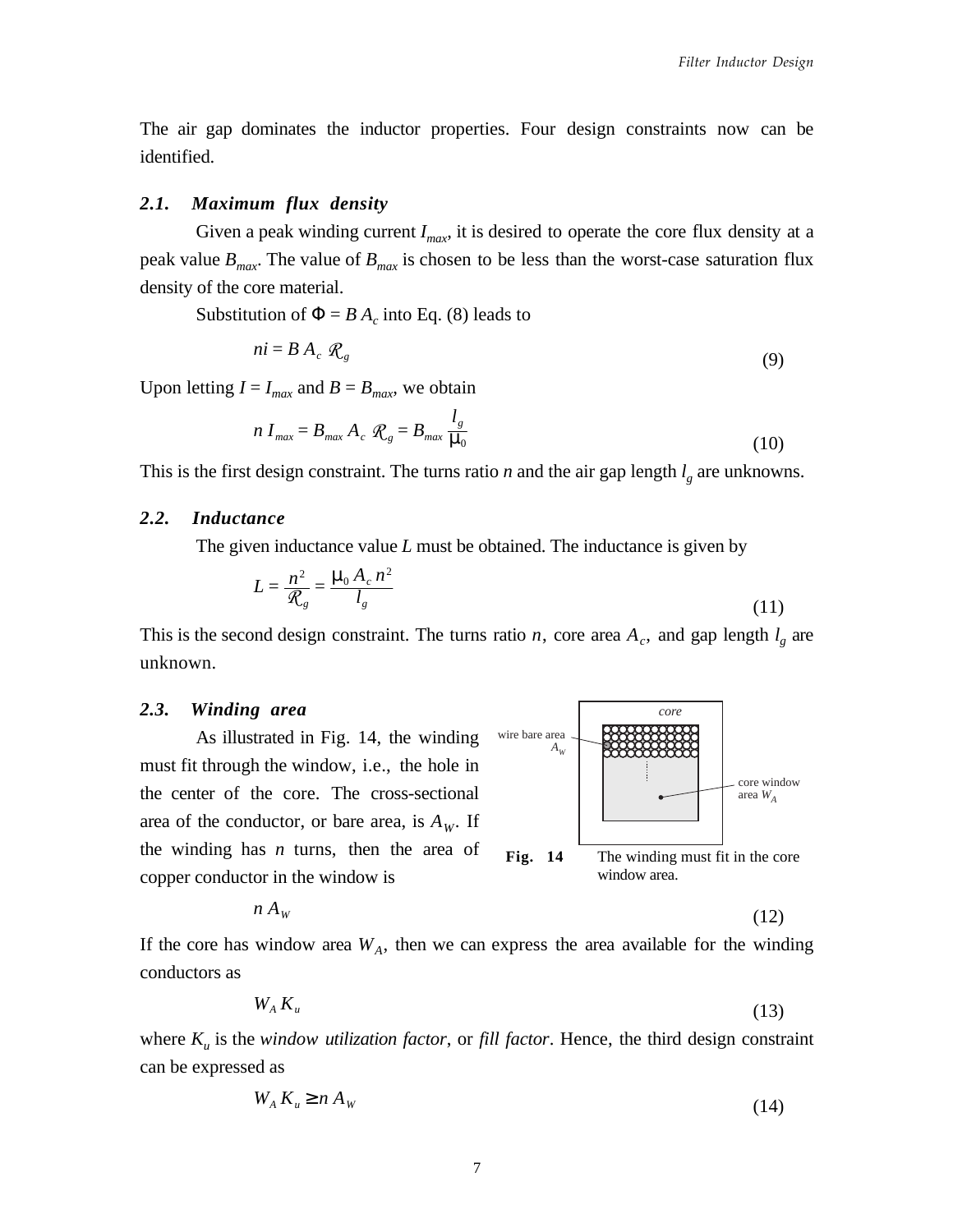The air gap dominates the inductor properties. Four design constraints now can be identified.

### 2.1. Maximum flux density

Given a peak winding current $I_{max}$, it is desired to operate the core flux density at a peak value $B_{max}$. The value of $B_{max}$ is chosen to be less than the worst-case saturation flux density of the core material.

Substitution of $\Phi = B A_c$ into Eq. (8) leads to

$$ni = B A_c \mathcal{R}_g \tag{9}$$

Upon letting $I = I_{max}$ and $B = B_{max}$, we obtain

$$n I_{max} = B_{max} A_c \mathcal{R}_g = B_{max} \frac{l_g}{\mu_0} \tag{10}$$

This is the first design constraint. The turns ratio $n$ and the air gap length $l_g$ are unknowns.

### 2.2. Inductance

The given inductance value $L$ must be obtained. The inductance is given by

$$L = \frac{n^2}{\mathcal{R}_g} = \frac{\mu_0 A_c n^2}{l_g} \tag{11}$$

This is the second design constraint. The turns ratio $n$, core area $A_c$, and gap length $l_g$ are unknown.

### 2.3. Winding area

As illustrated in Fig. 14, the winding must fit through the window, i.e., the hole in the center of the core. The cross-sectional area of the conductor, or bare area, is $A_W$. If the winding has $n$ turns, then the area of copper conductor in the window is

$$n A_W \tag{12}$$

**Fig. 14** The winding must fit in the core window area.

If the core has window area $W_A$, then we can express the area available for the winding conductors as

$$W_A K_u \tag{13}$$

where $K_u$ is the *window utilization factor*, or *fill factor*. Hence, the third design constraint can be expressed as

$$W_A K_u \geq n A_W \tag{14}$$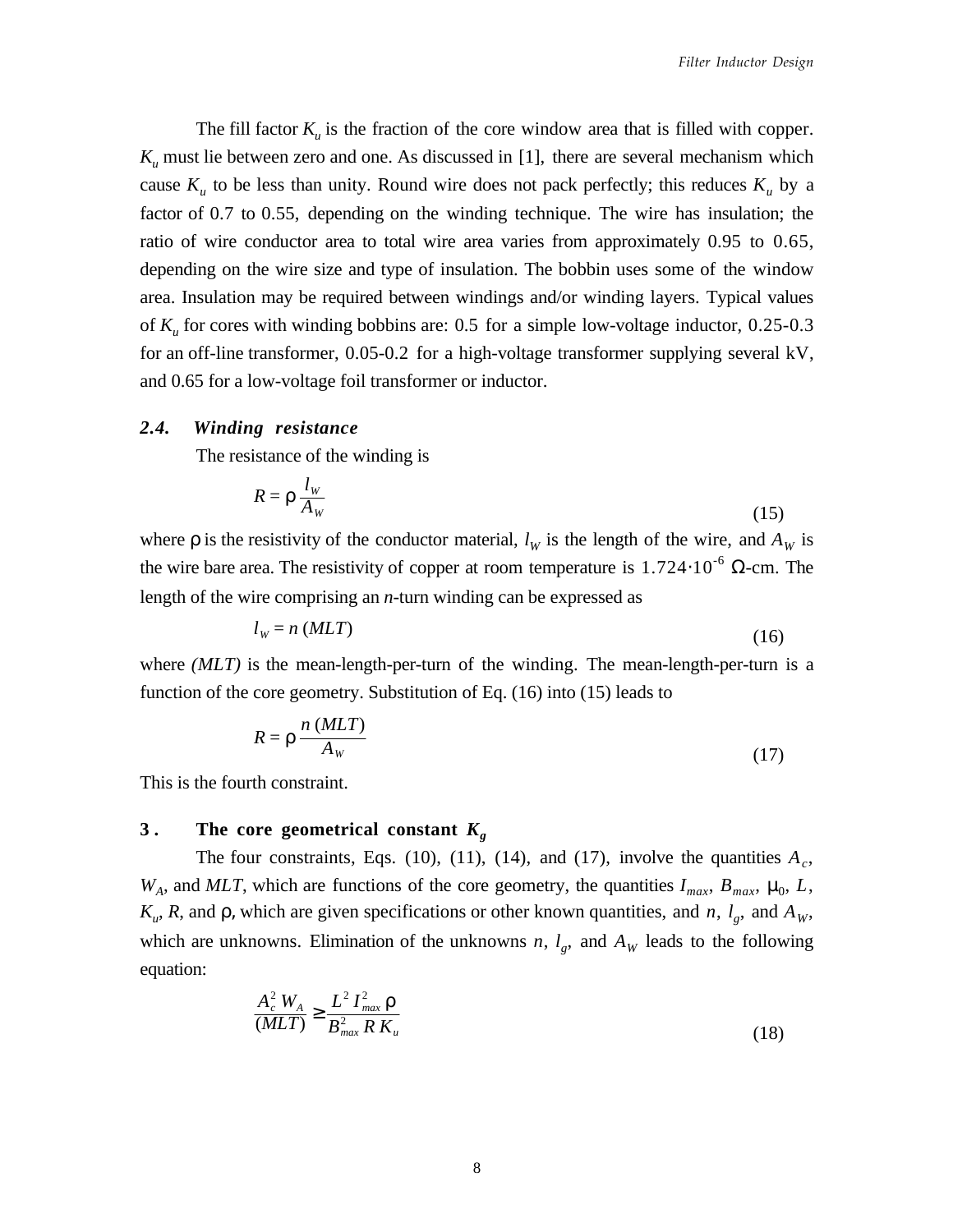The fill factor $K_u$ is the fraction of the core window area that is filled with copper. $K_u$ must lie between zero and one. As discussed in [1], there are several mechanism which cause $K_u$ to be less than unity. Round wire does not pack perfectly; this reduces $K_u$ by a factor of 0.7 to 0.55, depending on the winding technique. The wire has insulation; the ratio of wire conductor area to total wire area varies from approximately 0.95 to 0.65, depending on the wire size and type of insulation. The bobbin uses some of the window area. Insulation may be required between windings and/or winding layers. Typical values of $K_u$ for cores with winding bobbins are: 0.5 for a simple low-voltage inductor, 0.25-0.3 for an off-line transformer, 0.05-0.2 for a high-voltage transformer supplying several kV, and 0.65 for a low-voltage foil transformer or inductor.

### 2.4. *Winding resistance*

The resistance of the winding is

$$R = \rho \frac{l_W}{A_W} \tag{15}$$

where $\rho$ is the resistivity of the conductor material, $l_W$ is the length of the wire, and $A_W$ is the wire bare area. The resistivity of copper at room temperature is $1.724 \cdot 10^{-6}$ $\Omega$-cm. The length of the wire comprising an *n*-turn winding can be expressed as

$$l_W = n\,(MLT) \tag{16}$$

where *(MLT)* is the mean-length-per-turn of the winding. The mean-length-per-turn is a function of the core geometry. Substitution of Eq. (16) into (15) leads to

$$R = \rho \frac{n\,(MLT)}{A_W} \tag{17}$$

This is the fourth constraint.

## 3. The core geometrical constant $K_g$

The four constraints, Eqs. (10), (11), (14), and (17), involve the quantities $A_c$, $W_A$, and $MLT$, which are functions of the core geometry, the quantities $I_{max}$, $B_{max}$, $\mu_0$, $L$, $K_u$, $R$, and $\rho$, which are given specifications or other known quantities, and $n$, $l_g$, and $A_W$, which are unknowns. Elimination of the unknowns $n$, $l_g$, and $A_W$ leads to the following equation:

$$\frac{A_c^2\, W_A}{(MLT)} \geq \frac{L^2\, I_{max}^2\, \rho}{B_{max}^2\, R\, K_u} \tag{18}$$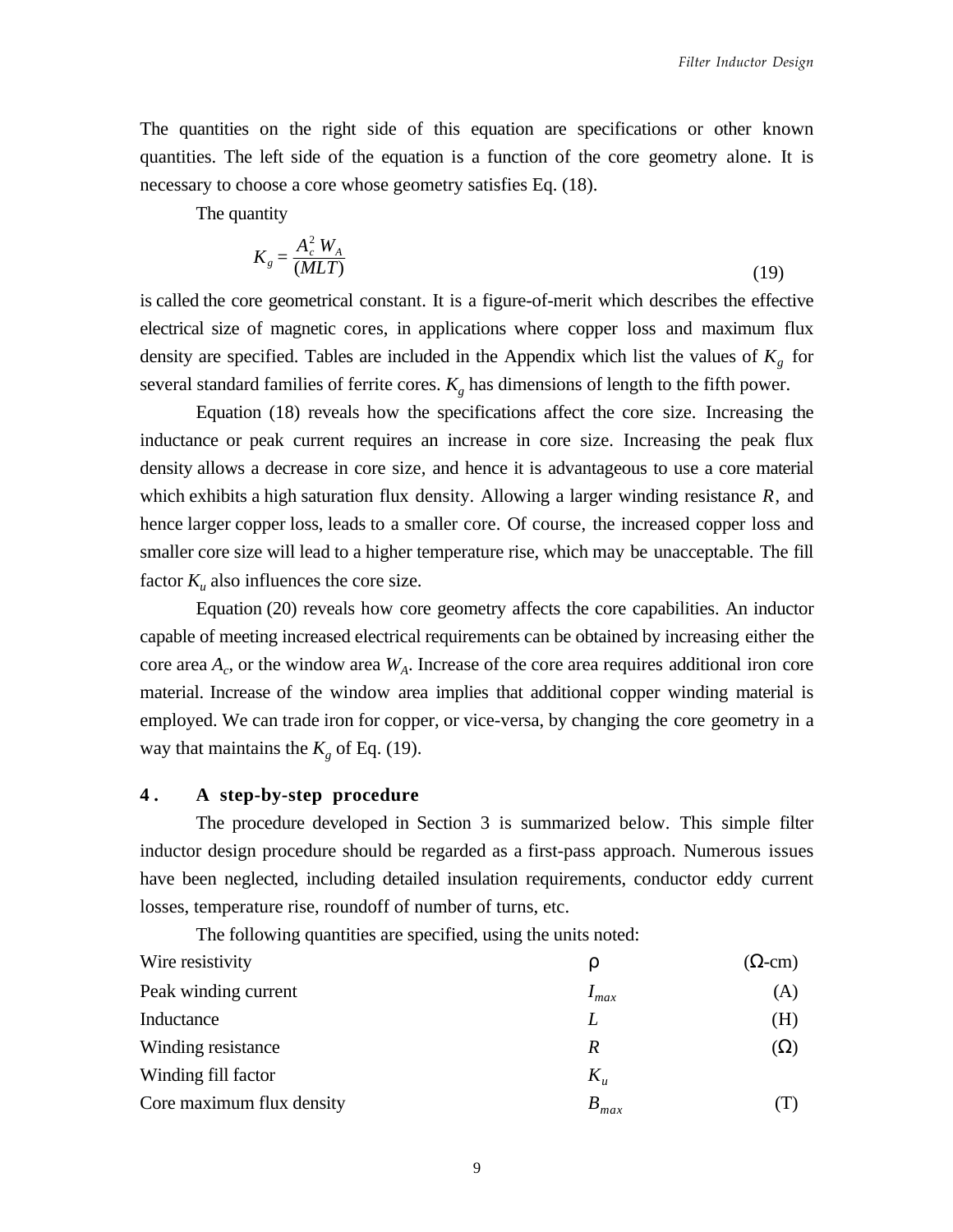The quantities on the right side of this equation are specifications or other known quantities. The left side of the equation is a function of the core geometry alone. It is necessary to choose a core whose geometry satisfies Eq. (18).

The quantity

$$K_g = \frac{A_c^2 W_A}{(MLT)} \tag{19}$$

is called the core geometrical constant. It is a figure-of-merit which describes the effective electrical size of magnetic cores, in applications where copper loss and maximum flux density are specified. Tables are included in the Appendix which list the values of $K_g$ for several standard families of ferrite cores. $K_g$ has dimensions of length to the fifth power.

Equation (18) reveals how the specifications affect the core size. Increasing the inductance or peak current requires an increase in core size. Increasing the peak flux density allows a decrease in core size, and hence it is advantageous to use a core material which exhibits a high saturation flux density. Allowing a larger winding resistance $R$, and hence larger copper loss, leads to a smaller core. Of course, the increased copper loss and smaller core size will lead to a higher temperature rise, which may be unacceptable. The fill factor $K_u$ also influences the core size.

Equation (20) reveals how core geometry affects the core capabilities. An inductor capable of meeting increased electrical requirements can be obtained by increasing either the core area $A_c$, or the window area $W_A$. Increase of the core area requires additional iron core material. Increase of the window area implies that additional copper winding material is employed. We can trade iron for copper, or vice-versa, by changing the core geometry in a way that maintains the $K_g$ of Eq. (19).

## 4. A step-by-step procedure

The procedure developed in Section 3 is summarized below. This simple filter inductor design procedure should be regarded as a first-pass approach. Numerous issues have been neglected, including detailed insulation requirements, conductor eddy current losses, temperature rise, roundoff of number of turns, etc.

The following quantities are specified, using the units noted:

| | | |
|---|---|---|
| Wire resistivity | $\rho$ | ($\Omega$-cm) |
| Peak winding current | $I_{max}$ | (A) |
| Inductance | $L$ | (H) |
| Winding resistance | $R$ | ($\Omega$) |
| Winding fill factor | $K_u$ | |
| Core maximum flux density | $B_{max}$ | (T) |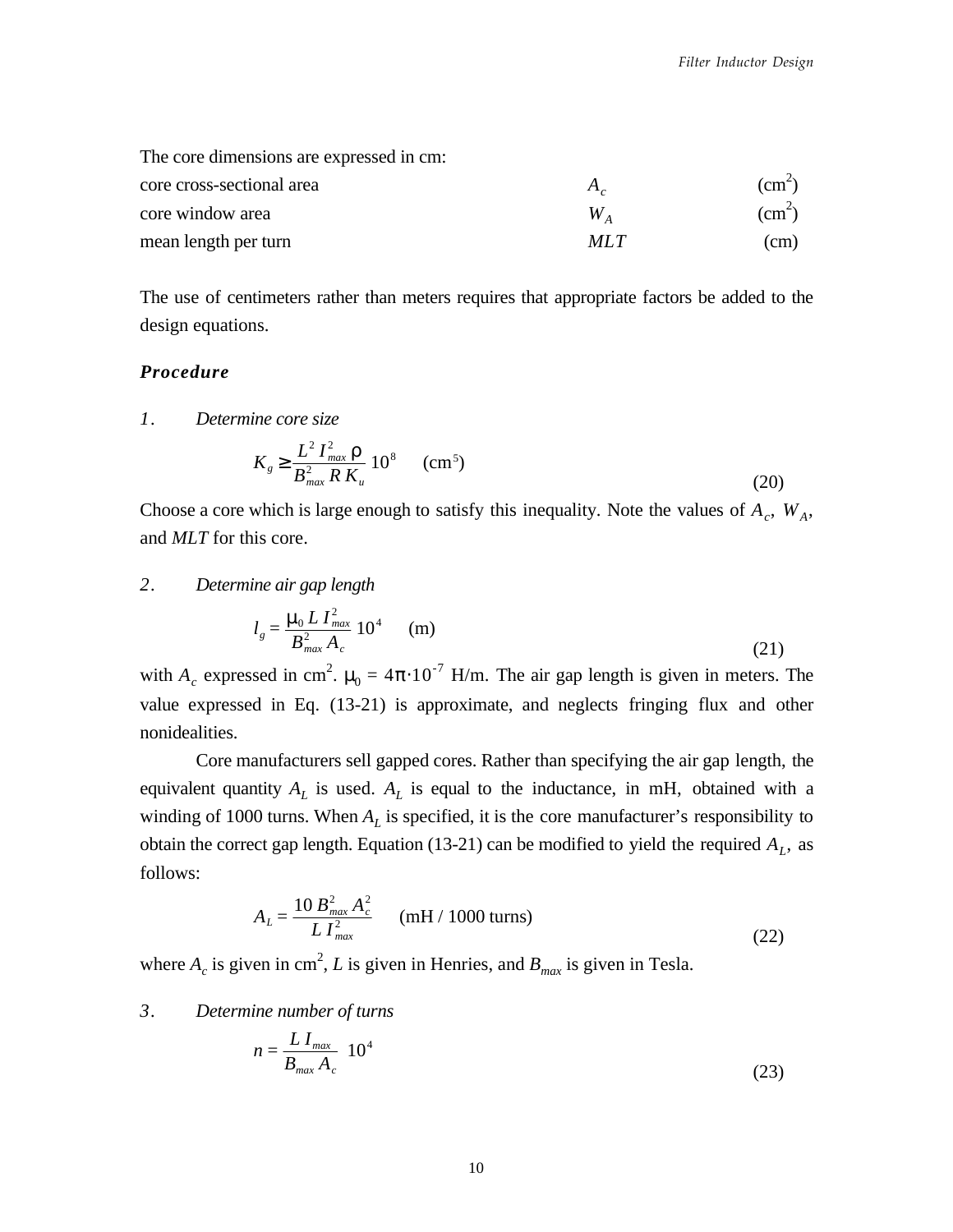The core dimensions are expressed in cm:

| | | |
|---|---|---|
| core cross-sectional area | $A_c$ | $(\text{cm}^2)$ |
| core window area | $W_A$ | $(\text{cm}^2)$ |
| mean length per turn | $MLT$ | (cm) |

The use of centimeters rather than meters requires that appropriate factors be added to the design equations.

### *Procedure*

1. *Determine core size*

$$K_g \geq \frac{L^2 I_{max}^2 \rho}{B_{max}^2 R K_u} 10^8 \quad (\text{cm}^5) \tag{20}$$

Choose a core which is large enough to satisfy this inequality. Note the values of $A_c$, $W_A$, and $MLT$ for this core.

2. *Determine air gap length*

$$l_g = \frac{\mu_0 L I_{max}^2}{B_{max}^2 A_c} 10^4 \quad (\text{m}) \tag{21}$$

with $A_c$ expressed in $\text{cm}^2$. $\mu_0 = 4\pi \cdot 10^{-7}$ H/m. The air gap length is given in meters. The value expressed in Eq. (13-21) is approximate, and neglects fringing flux and other nonidealities.

Core manufacturers sell gapped cores. Rather than specifying the air gap length, the equivalent quantity $A_L$ is used. $A_L$ is equal to the inductance, in mH, obtained with a winding of 1000 turns. When $A_L$ is specified, it is the core manufacturer's responsibility to obtain the correct gap length. Equation (13-21) can be modified to yield the required $A_L$, as follows:

$$A_L = \frac{10 B_{max}^2 A_c^2}{L I_{max}^2} \quad (\text{mH / 1000 turns}) \tag{22}$$

where $A_c$ is given in $\text{cm}^2$, $L$ is given in Henries, and $B_{max}$ is given in Tesla.

3. *Determine number of turns*

$$n = \frac{L I_{max}}{B_{max} A_c} 10^4 \tag{23}$$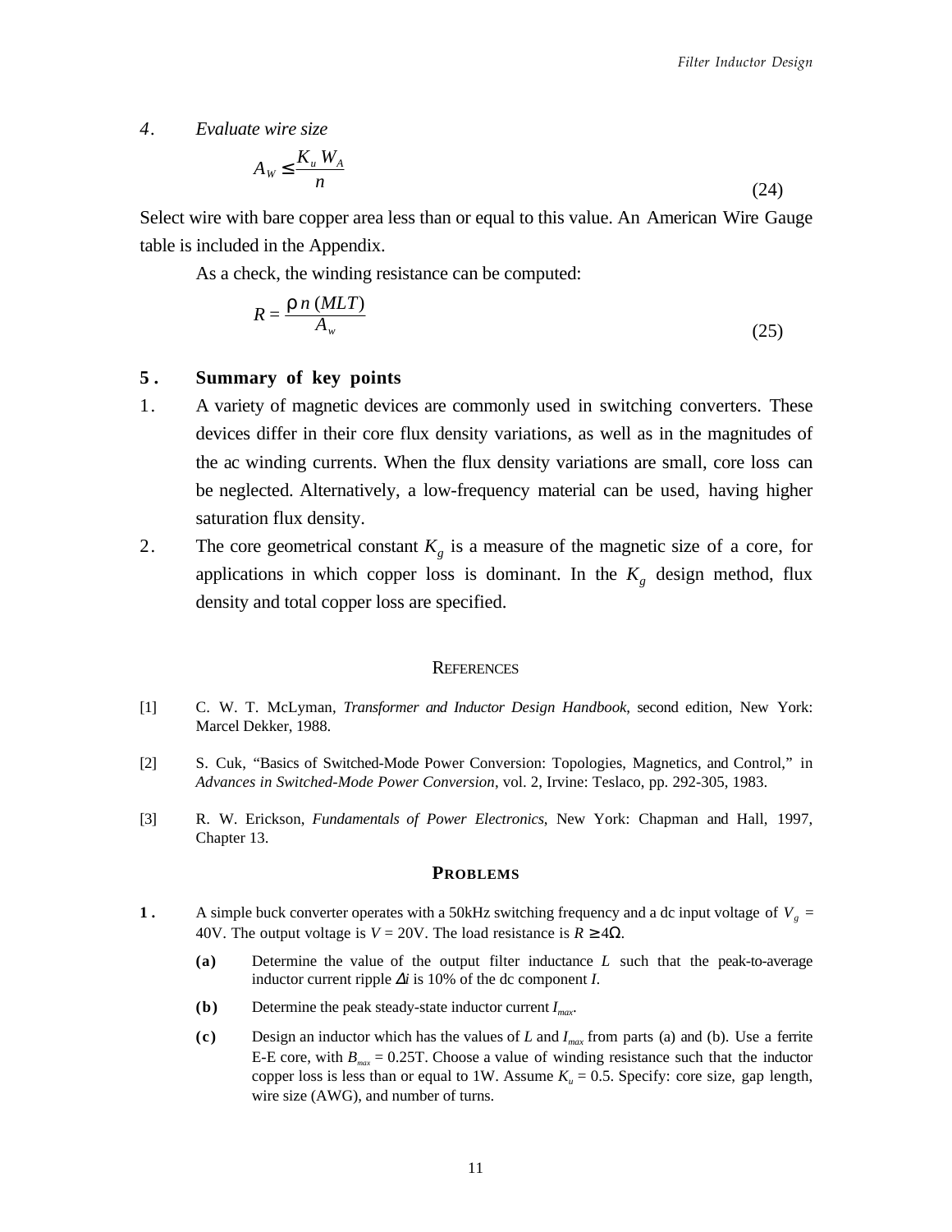4. *Evaluate wire size*

$$A_W \leq \frac{K_u W_A}{n} \tag{24}$$

Select wire with bare copper area less than or equal to this value. An American Wire Gauge table is included in the Appendix.

As a check, the winding resistance can be computed:

$$R = \frac{\rho\, n\, (MLT)}{A_w} \tag{25}$$

## 5. Summary of key points

1. A variety of magnetic devices are commonly used in switching converters. These devices differ in their core flux density variations, as well as in the magnitudes of the ac winding currents. When the flux density variations are small, core loss can be neglected. Alternatively, a low-frequency material can be used, having higher saturation flux density.
2. The core geometrical constant $K_g$ is a measure of the magnetic size of a core, for applications in which copper loss is dominant. In the $K_g$ design method, flux density and total copper loss are specified.

## References

[1] C. W. T. McLyman, *Transformer and Inductor Design Handbook*, second edition, New York: Marcel Dekker, 1988.

[2] S. Cuk, "Basics of Switched-Mode Power Conversion: Topologies, Magnetics, and Control," in *Advances in Switched-Mode Power Conversion*, vol. 2, Irvine: Teslaco, pp. 292-305, 1983.

[3] R. W. Erickson, *Fundamentals of Power Electronics*, New York: Chapman and Hall, 1997, Chapter 13.

## Problems

**1.** A simple buck converter operates with a 50kHz switching frequency and a dc input voltage of $V_g$ = 40V. The output voltage is $V$ = 20V. The load resistance is $R \geq 4\Omega$.

**(a)** Determine the value of the output filter inductance $L$ such that the peak-to-average inductor current ripple $\Delta i$ is 10% of the dc component $I$.

**(b)** Determine the peak steady-state inductor current $I_{max}$.

**(c)** Design an inductor which has the values of $L$ and $I_{max}$ from parts (a) and (b). Use a ferrite E-E core, with $B_{max}$ = 0.25T. Choose a value of winding resistance such that the inductor copper loss is less than or equal to 1W. Assume $K_u$ = 0.5. Specify: core size, gap length, wire size (AWG), and number of turns.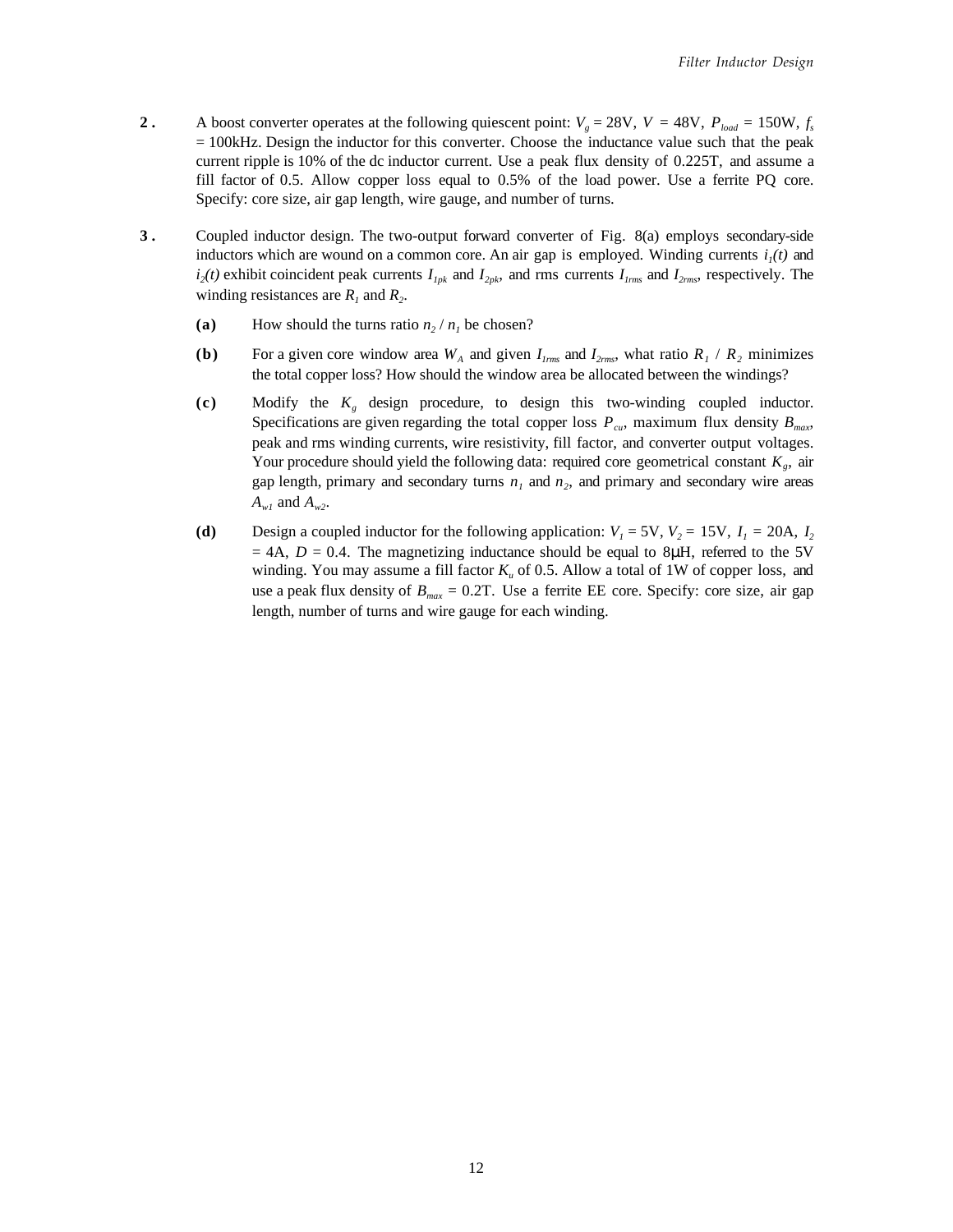**2.** A boost converter operates at the following quiescent point: $V_g = 28\text{V}$, $V = 48\text{V}$, $P_{load} = 150\text{W}$, $f_s = 100\text{kHz}$. Design the inductor for this converter. Choose the inductance value such that the peak current ripple is 10% of the dc inductor current. Use a peak flux density of 0.225T, and assume a fill factor of 0.5. Allow copper loss equal to 0.5% of the load power. Use a ferrite PQ core. Specify: core size, air gap length, wire gauge, and number of turns.

**3.** Coupled inductor design. The two-output forward converter of Fig. 8(a) employs secondary-side inductors which are wound on a common core. An air gap is employed. Winding currents $i_1(t)$ and $i_2(t)$ exhibit coincident peak currents $I_{1pk}$ and $I_{2pk}$, and rms currents $I_{1rms}$ and $I_{2rms}$, respectively. The winding resistances are $R_1$ and $R_2$.

**(a)** How should the turns ratio $n_2 / n_1$ be chosen?

**(b)** For a given core window area $W_A$ and given $I_{1rms}$ and $I_{2rms}$, what ratio $R_1 / R_2$ minimizes the total copper loss? How should the window area be allocated between the windings?

**(c)** Modify the $K_g$ design procedure, to design this two-winding coupled inductor. Specifications are given regarding the total copper loss $P_{cu}$, maximum flux density $B_{max}$, peak and rms winding currents, wire resistivity, fill factor, and converter output voltages. Your procedure should yield the following data: required core geometrical constant $K_g$, air gap length, primary and secondary turns $n_1$ and $n_2$, and primary and secondary wire areas $A_{w1}$ and $A_{w2}$.

**(d)** Design a coupled inductor for the following application: $V_1 = 5\text{V}$, $V_2 = 15\text{V}$, $I_1 = 20\text{A}$, $I_2 = 4\text{A}$, $D = 0.4$. The magnetizing inductance should be equal to $8\mu\text{H}$, referred to the 5V winding. You may assume a fill factor $K_u$ of 0.5. Allow a total of 1W of copper loss, and use a peak flux density of $B_{max} = 0.2\text{T}$. Use a ferrite EE core. Specify: core size, air gap length, number of turns and wire gauge for each winding.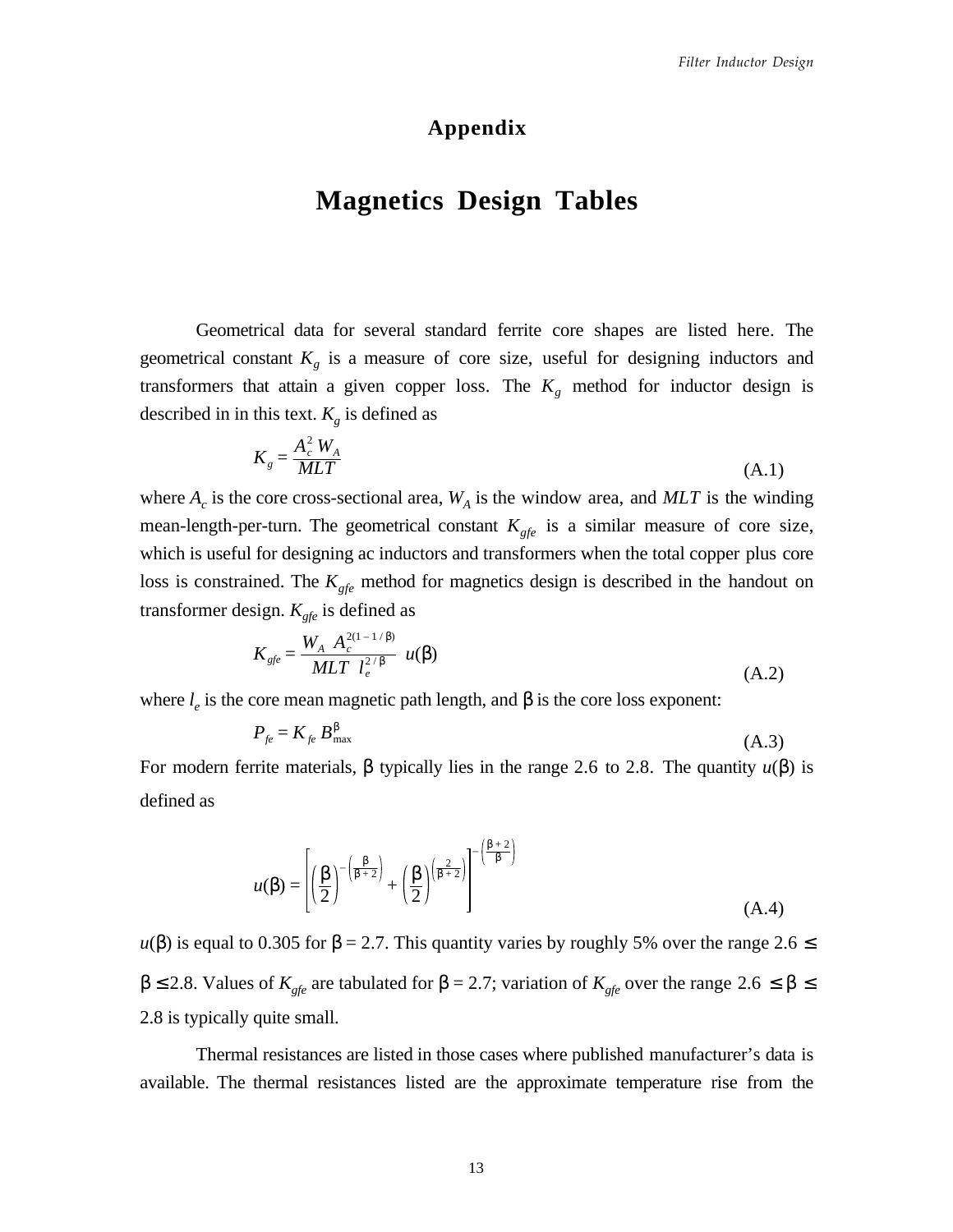# Appendix

# Magnetics Design Tables

Geometrical data for several standard ferrite core shapes are listed here. The geometrical constant $K_g$ is a measure of core size, useful for designing inductors and transformers that attain a given copper loss. The $K_g$ method for inductor design is described in in this text. $K_g$ is defined as

$$K_g = \frac{A_c^2 \, W_A}{MLT} \tag{A.1}$$

where $A_c$ is the core cross-sectional area, $W_A$ is the window area, and $MLT$ is the winding mean-length-per-turn. The geometrical constant $K_{gfe}$ is a similar measure of core size, which is useful for designing ac inductors and transformers when the total copper plus core loss is constrained. The $K_{gfe}$ method for magnetics design is described in the handout on transformer design. $K_{gfe}$ is defined as

$$K_{gfe} = \frac{W_A \, A_c^{2(1-1/\beta)}}{MLT \;\, l_e^{2/\beta}} \; u(\beta) \tag{A.2}$$

where $l_e$ is the core mean magnetic path length, and $\beta$ is the core loss exponent:

$$P_{fe} = K_{fe} \, B_{\max}^{\beta} \tag{A.3}$$

For modern ferrite materials, $\beta$ typically lies in the range 2.6 to 2.8. The quantity $u(\beta)$ is defined as

$$u(\beta) = \left[ \left( \frac{\beta}{2} \right)^{-\left( \frac{\beta}{\beta+2} \right)} + \left( \frac{\beta}{2} \right)^{\left( \frac{2}{\beta+2} \right)} \right]^{-\left( \frac{\beta+2}{\beta} \right)} \tag{A.4}$$

$u(\beta)$ is equal to 0.305 for $\beta = 2.7$. This quantity varies by roughly 5% over the range $2.6 \le \beta \le 2.8$. Values of $K_{gfe}$ are tabulated for $\beta = 2.7$; variation of $K_{gfe}$ over the range $2.6 \le \beta \le 2.8$ is typically quite small.

Thermal resistances are listed in those cases where published manufacturer's data is available. The thermal resistances listed are the approximate temperature rise from the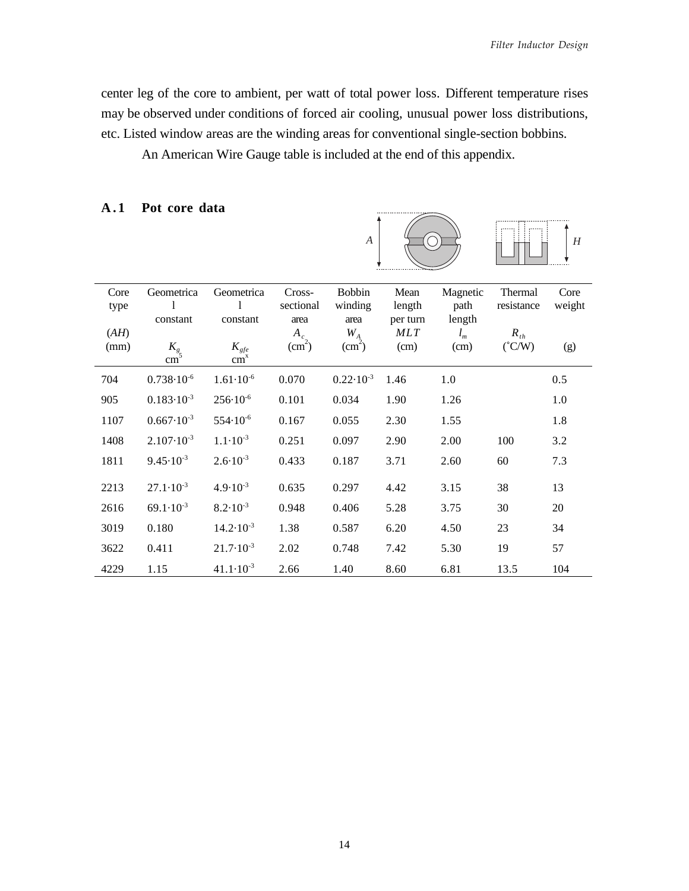center leg of the core to ambient, per watt of total power loss. Different temperature rises may be observed under conditions of forced air cooling, unusual power loss distributions, etc. Listed window areas are the winding areas for conventional single-section bobbins.

An American Wire Gauge table is included at the end of this appendix.

## A.1 Pot core data

| Core type (*AH*) (mm) | Geometrical constant $K_g$ $cm^5$ | Geometrical constant $K_{gfe}$ $cm^x$ | Cross-sectional area $A_c$ ($cm^2$) | Bobbin winding area $W_A$ ($cm^2$) | Mean length per turn *MLT* (cm) | Magnetic path length $l_m$ (cm) | Thermal resistance $R_{th}$ (˚C/W) | Core weight (g) |
|---|---|---|---|---|---|---|---|---|
| 704 | $0.738 \cdot 10^{-6}$ | $1.61 \cdot 10^{-6}$ | 0.070 | $0.22 \cdot 10^{-3}$ | 1.46 | 1.0 | | 0.5 |
| 905 | $0.183 \cdot 10^{-3}$ | $256 \cdot 10^{-6}$ | 0.101 | 0.034 | 1.90 | 1.26 | | 1.0 |
| 1107 | $0.667 \cdot 10^{-3}$ | $554 \cdot 10^{-6}$ | 0.167 | 0.055 | 2.30 | 1.55 | | 1.8 |
| 1408 | $2.107 \cdot 10^{-3}$ | $1.1 \cdot 10^{-3}$ | 0.251 | 0.097 | 2.90 | 2.00 | 100 | 3.2 |
| 1811 | $9.45 \cdot 10^{-3}$ | $2.6 \cdot 10^{-3}$ | 0.433 | 0.187 | 3.71 | 2.60 | 60 | 7.3 |
| 2213 | $27.1 \cdot 10^{-3}$ | $4.9 \cdot 10^{-3}$ | 0.635 | 0.297 | 4.42 | 3.15 | 38 | 13 |
| 2616 | $69.1 \cdot 10^{-3}$ | $8.2 \cdot 10^{-3}$ | 0.948 | 0.406 | 5.28 | 3.75 | 30 | 20 |
| 3019 | 0.180 | $14.2 \cdot 10^{-3}$ | 1.38 | 0.587 | 6.20 | 4.50 | 23 | 34 |
| 3622 | 0.411 | $21.7 \cdot 10^{-3}$ | 2.02 | 0.748 | 7.42 | 5.30 | 19 | 57 |
| 4229 | 1.15 | $41.1 \cdot 10^{-3}$ | 2.66 | 1.40 | 8.60 | 6.81 | 13.5 | 104 |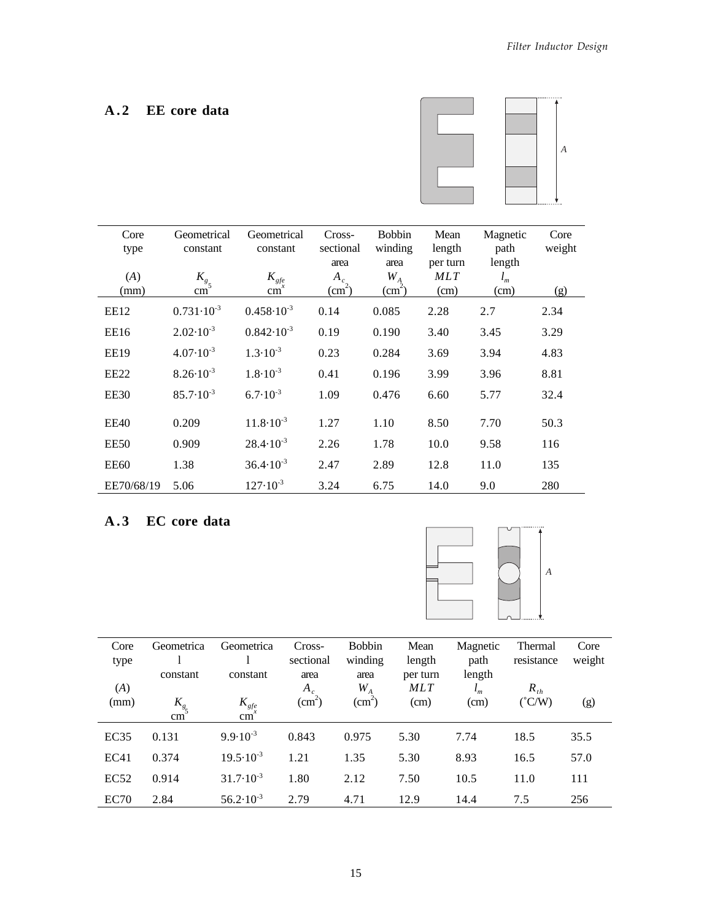## A.2 EE core data

| Core type (*A*) (mm) | Geometrical constant $K_g$ $cm^5$ | Geometrical constant $K_{gfe}$ $cm^x$ | Cross-sectional area $A_c$ ($cm^2$) | Bobbin winding area $W_A$ ($cm^2$) | Mean length per turn *MLT* (cm) | Magnetic path length $l_m$ (cm) | Core weight (g) |
|---|---|---|---|---|---|---|---|
| EE12 | $0.731 \cdot 10^{-3}$ | $0.458 \cdot 10^{-3}$ | 0.14 | 0.085 | 2.28 | 2.7 | 2.34 |
| EE16 | $2.02 \cdot 10^{-3}$ | $0.842 \cdot 10^{-3}$ | 0.19 | 0.190 | 3.40 | 3.45 | 3.29 |
| EE19 | $4.07 \cdot 10^{-3}$ | $1.3 \cdot 10^{-3}$ | 0.23 | 0.284 | 3.69 | 3.94 | 4.83 |
| EE22 | $8.26 \cdot 10^{-3}$ | $1.8 \cdot 10^{-3}$ | 0.41 | 0.196 | 3.99 | 3.96 | 8.81 |
| EE30 | $85.7 \cdot 10^{-3}$ | $6.7 \cdot 10^{-3}$ | 1.09 | 0.476 | 6.60 | 5.77 | 32.4 |
| EE40 | 0.209 | $11.8 \cdot 10^{-3}$ | 1.27 | 1.10 | 8.50 | 7.70 | 50.3 |
| EE50 | 0.909 | $28.4 \cdot 10^{-3}$ | 2.26 | 1.78 | 10.0 | 9.58 | 116 |
| EE60 | 1.38 | $36.4 \cdot 10^{-3}$ | 2.47 | 2.89 | 12.8 | 11.0 | 135 |
| EE70/68/19 | 5.06 | $127 \cdot 10^{-3}$ | 3.24 | 6.75 | 14.0 | 9.0 | 280 |

## A.3 EC core data

| Core type (*A*) (mm) | Geometrical constant $K_g$ $cm^5$ | Geometrical constant $K_{gfe}$ $cm^x$ | Cross-sectional area $A_c$ ($cm^2$) | Bobbin winding area $W_A$ ($cm^2$) | Mean length per turn *MLT* (cm) | Magnetic path length $l_m$ (cm) | Thermal resistance $R_{th}$ (°C/W) | Core weight (g) |
|---|---|---|---|---|---|---|---|---|
| EC35 | 0.131 | $9.9 \cdot 10^{-3}$ | 0.843 | 0.975 | 5.30 | 7.74 | 18.5 | 35.5 |
| EC41 | 0.374 | $19.5 \cdot 10^{-3}$ | 1.21 | 1.35 | 5.30 | 8.93 | 16.5 | 57.0 |
| EC52 | 0.914 | $31.7 \cdot 10^{-3}$ | 1.80 | 2.12 | 7.50 | 10.5 | 11.0 | 111 |
| EC70 | 2.84 | $56.2 \cdot 10^{-3}$ | 2.79 | 4.71 | 12.9 | 14.4 | 7.5 | 256 |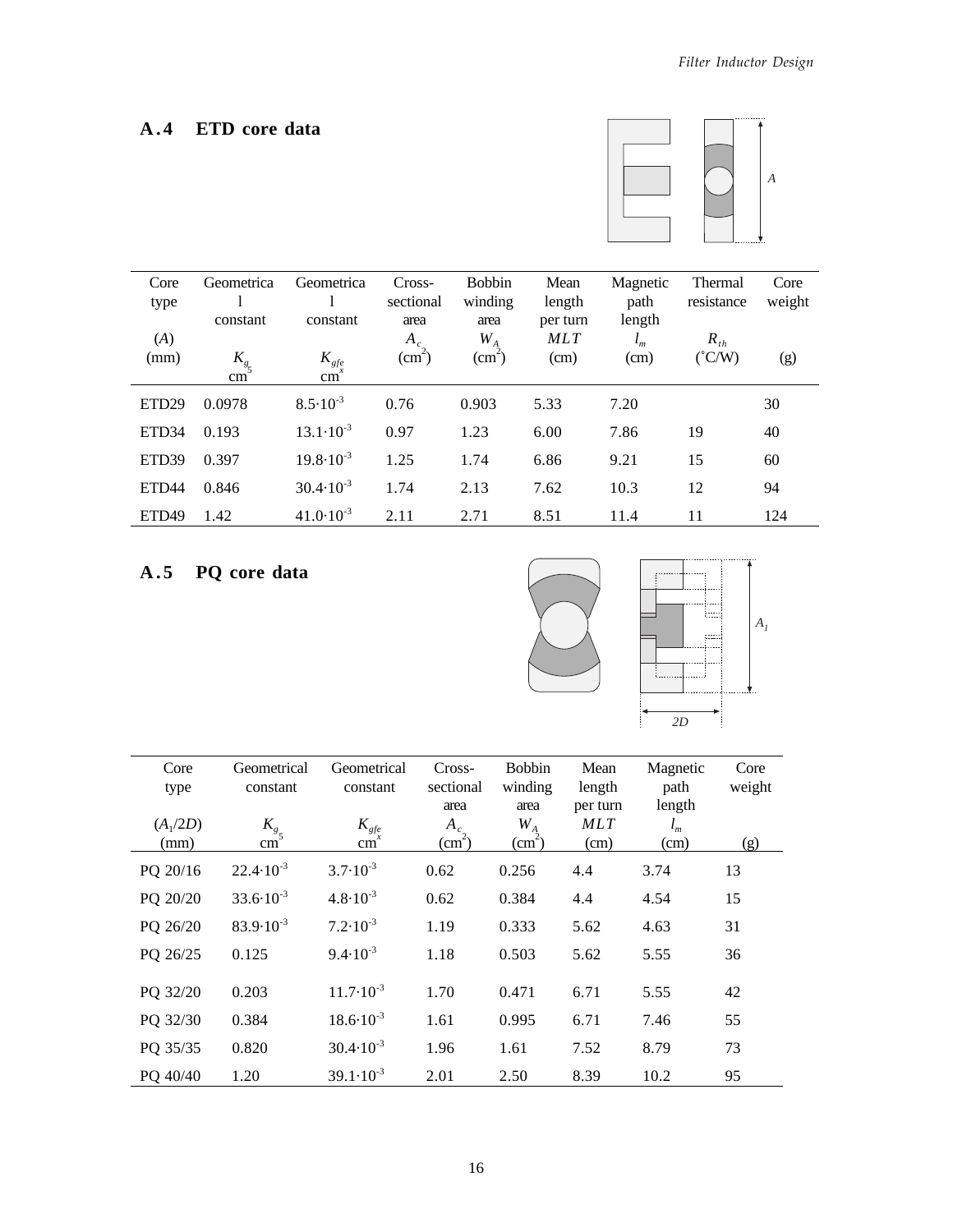## A.4 ETD core data

| Core type (A) (mm) | Geometrical constant $K_g$ $cm^5$ | Geometrical constant $K_{gfe}$ $cm^x$ | Cross-sectional area $A_c$ ($cm^2$) | Bobbin winding area $W_A$ ($cm^2$) | Mean length per turn $MLT$ (cm) | Magnetic path length $l_m$ (cm) | Thermal resistance $R_{th}$ (°C/W) | Core weight (g) |
|---|---|---|---|---|---|---|---|---|
| ETD29 | 0.0978 | $8.5 \cdot 10^{-3}$ | 0.76 | 0.903 | 5.33 | 7.20 | | 30 |
| ETD34 | 0.193 | $13.1 \cdot 10^{-3}$ | 0.97 | 1.23 | 6.00 | 7.86 | 19 | 40 |
| ETD39 | 0.397 | $19.8 \cdot 10^{-3}$ | 1.25 | 1.74 | 6.86 | 9.21 | 15 | 60 |
| ETD44 | 0.846 | $30.4 \cdot 10^{-3}$ | 1.74 | 2.13 | 7.62 | 10.3 | 12 | 94 |
| ETD49 | 1.42 | $41.0 \cdot 10^{-3}$ | 2.11 | 2.71 | 8.51 | 11.4 | 11 | 124 |

## A.5 PQ core data

| Core type ($A_1$/2D) (mm) | Geometrical constant $K_g$ $cm^5$ | Geometrical constant $K_{gfe}$ $cm^x$ | Cross-sectional area $A_c$ ($cm^2$) | Bobbin winding area $W_A$ ($cm^2$) | Mean length per turn $MLT$ (cm) | Magnetic path length $l_m$ (cm) | Core weight (g) |
|---|---|---|---|---|---|---|---|
| PQ 20/16 | $22.4 \cdot 10^{-3}$ | $3.7 \cdot 10^{-3}$ | 0.62 | 0.256 | 4.4 | 3.74 | 13 |
| PQ 20/20 | $33.6 \cdot 10^{-3}$ | $4.8 \cdot 10^{-3}$ | 0.62 | 0.384 | 4.4 | 4.54 | 15 |
| PQ 26/20 | $83.9 \cdot 10^{-3}$ | $7.2 \cdot 10^{-3}$ | 1.19 | 0.333 | 5.62 | 4.63 | 31 |
| PQ 26/25 | 0.125 | $9.4 \cdot 10^{-3}$ | 1.18 | 0.503 | 5.62 | 5.55 | 36 |
| PQ 32/20 | 0.203 | $11.7 \cdot 10^{-3}$ | 1.70 | 0.471 | 6.71 | 5.55 | 42 |
| PQ 32/30 | 0.384 | $18.6 \cdot 10^{-3}$ | 1.61 | 0.995 | 6.71 | 7.46 | 55 |
| PQ 35/35 | 0.820 | $30.4 \cdot 10^{-3}$ | 1.96 | 1.61 | 7.52 | 8.79 | 73 |
| PQ 40/40 | 1.20 | $39.1 \cdot 10^{-3}$ | 2.01 | 2.50 | 8.39 | 10.2 | 95 |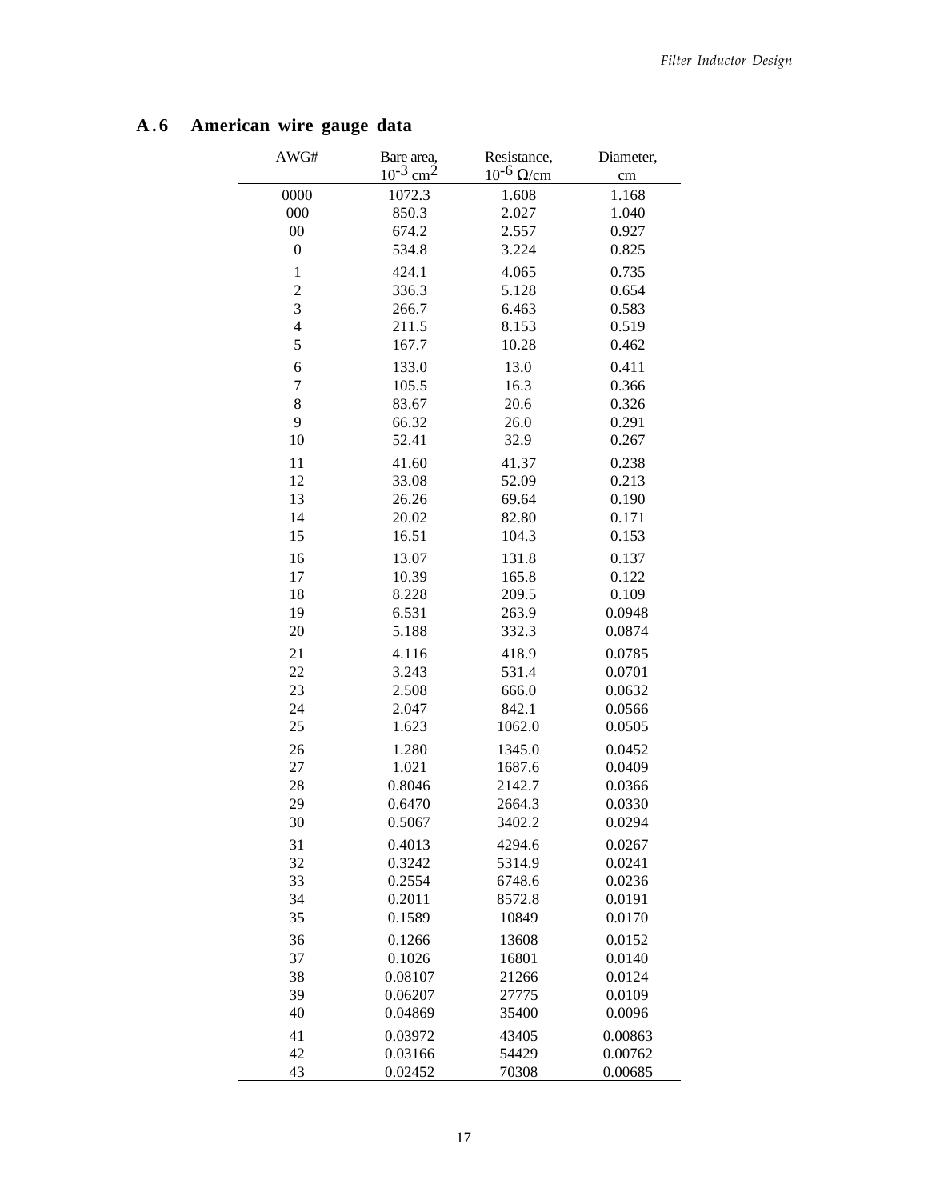## A.6 American wire gauge data

| AWG# | Bare area, $10^{-3}$ cm$^2$ | Resistance, $10^{-6}$ $\Omega$/cm | Diameter, cm |
|---|---|---|---|
| 0000 | 1072.3 | 1.608 | 1.168 |
| 000 | 850.3 | 2.027 | 1.040 |
| 00 | 674.2 | 2.557 | 0.927 |
| 0 | 534.8 | 3.224 | 0.825 |
| 1 | 424.1 | 4.065 | 0.735 |
| 2 | 336.3 | 5.128 | 0.654 |
| 3 | 266.7 | 6.463 | 0.583 |
| 4 | 211.5 | 8.153 | 0.519 |
| 5 | 167.7 | 10.28 | 0.462 |
| 6 | 133.0 | 13.0 | 0.411 |
| 7 | 105.5 | 16.3 | 0.366 |
| 8 | 83.67 | 20.6 | 0.326 |
| 9 | 66.32 | 26.0 | 0.291 |
| 10 | 52.41 | 32.9 | 0.267 |
| 11 | 41.60 | 41.37 | 0.238 |
| 12 | 33.08 | 52.09 | 0.213 |
| 13 | 26.26 | 69.64 | 0.190 |
| 14 | 20.02 | 82.80 | 0.171 |
| 15 | 16.51 | 104.3 | 0.153 |
| 16 | 13.07 | 131.8 | 0.137 |
| 17 | 10.39 | 165.8 | 0.122 |
| 18 | 8.228 | 209.5 | 0.109 |
| 19 | 6.531 | 263.9 | 0.0948 |
| 20 | 5.188 | 332.3 | 0.0874 |
| 21 | 4.116 | 418.9 | 0.0785 |
| 22 | 3.243 | 531.4 | 0.0701 |
| 23 | 2.508 | 666.0 | 0.0632 |
| 24 | 2.047 | 842.1 | 0.0566 |
| 25 | 1.623 | 1062.0 | 0.0505 |
| 26 | 1.280 | 1345.0 | 0.0452 |
| 27 | 1.021 | 1687.6 | 0.0409 |
| 28 | 0.8046 | 2142.7 | 0.0366 |
| 29 | 0.6470 | 2664.3 | 0.0330 |
| 30 | 0.5067 | 3402.2 | 0.0294 |
| 31 | 0.4013 | 4294.6 | 0.0267 |
| 32 | 0.3242 | 5314.9 | 0.0241 |
| 33 | 0.2554 | 6748.6 | 0.0236 |
| 34 | 0.2011 | 8572.8 | 0.0191 |
| 35 | 0.1589 | 10849 | 0.0170 |
| 36 | 0.1266 | 13608 | 0.0152 |
| 37 | 0.1026 | 16801 | 0.0140 |
| 38 | 0.08107 | 21266 | 0.0124 |
| 39 | 0.06207 | 27775 | 0.0109 |
| 40 | 0.04869 | 35400 | 0.0096 |
| 41 | 0.03972 | 43405 | 0.00863 |
| 42 | 0.03166 | 54429 | 0.00762 |
| 43 | 0.02452 | 70308 | 0.00685 |